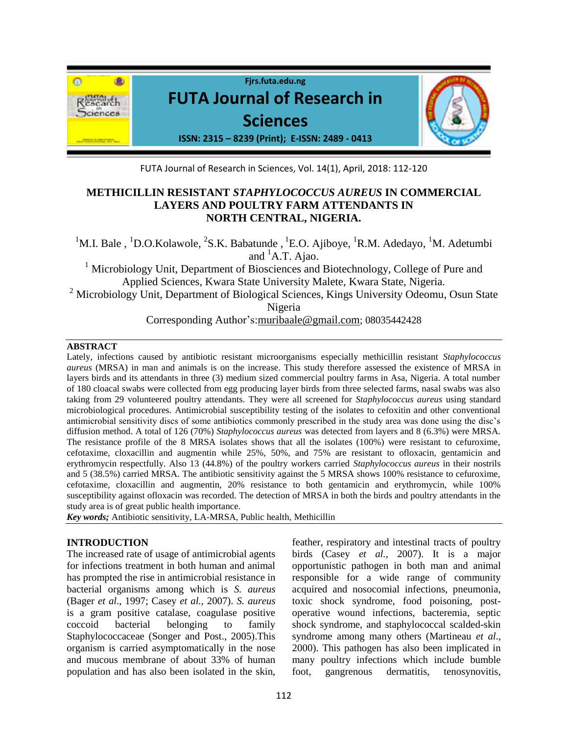# METHICILLIN RESISTANT *STAPHYLOCOCCUS AUREUS* IN COMMERCIAL LAYERS AND POULTRY FARM ATTENDANTS IN NORTH CENTRAL, NIGERIA.

[1]M.I. Bale , [1]D.O.Kolawole, [2]S.K. Babatunde , [1]E.O. Ajiboye, [1]R.M. Adedayo, [1]M. Adetumbi and [1]A.T. Ajao.

[1] Microbiology Unit, Department of Biosciences and Biotechnology, College of Pure and Applied Sciences, Kwara State University Malete, Kwara State, Nigeria.

[2] Microbiology Unit, Department of Biological Sciences, Kings University Odeomu, Osun State Nigeria

Corresponding Author's:muribaale@gmail.com; 08035442428

## ABSTRACT

Lately, infections caused by antibiotic resistant microorganisms especially methicillin resistant *Staphylococcus aureus* (MRSA) in man and animals is on the increase. This study therefore assessed the existence of MRSA in layers birds and its attendants in three (3) medium sized commercial poultry farms in Asa, Nigeria. A total number of 180 cloacal swabs were collected from egg producing layer birds from three selected farms, nasal swabs was also taking from 29 volunteered poultry attendants. They were all screened for *Staphylococcus aureus* using standard microbiological procedures. Antimicrobial susceptibility testing of the isolates to cefoxitin and other conventional antimicrobial sensitivity discs of some antibiotics commonly prescribed in the study area was done using the disc's diffusion method. A total of 126 (70%) *Staphylococcus aureus* was detected from layers and 8 (6.3%) were MRSA. The resistance profile of the 8 MRSA isolates shows that all the isolates (100%) were resistant to cefuroxime, cefotaxime, cloxacillin and augmentin while 25%, 50%, and 75% are resistant to ofloxacin, gentamicin and erythromycin respectfully. Also 13 (44.8%) of the poultry workers carried *Staphylococcus aureus* in their nostrils and 5 (38.5%) carried MRSA. The antibiotic sensitivity against the 5 MRSA shows 100% resistance to cefuroxime, cefotaxime, cloxacillin and augmentin, 20% resistance to both gentamicin and erythromycin, while 100% susceptibility against ofloxacin was recorded. The detection of MRSA in both the birds and poultry attendants in the study area is of great public health importance.

***Key words;*** Antibiotic sensitivity, LA-MRSA, Public health, Methicillin

## INTRODUCTION

The increased rate of usage of antimicrobial agents for infections treatment in both human and animal has prompted the rise in antimicrobial resistance in bacterial organisms among which is *S. aureus* (Bager *et al*., 1997; Casey *et al.,* 2007). *S. aureus* is a gram positive catalase, coagulase positive coccoid bacterial belonging to family Staphylococcaceae (Songer and Post., 2005).This organism is carried asymptomatically in the nose and mucous membrane of about 33% of human population and has also been isolated in the skin, feather, respiratory and intestinal tracts of poultry birds (Casey *et al.,* 2007). It is a major opportunistic pathogen in both man and animal responsible for a wide range of community acquired and nosocomial infections, pneumonia, toxic shock syndrome, food poisoning, post-operative wound infections, bacteremia, septic shock syndrome, and staphylococcal scalded-skin syndrome among many others (Martineau *et al*., 2000). This pathogen has also been implicated in many poultry infections which include bumble foot, gangrenous dermatitis, tenosynovitis,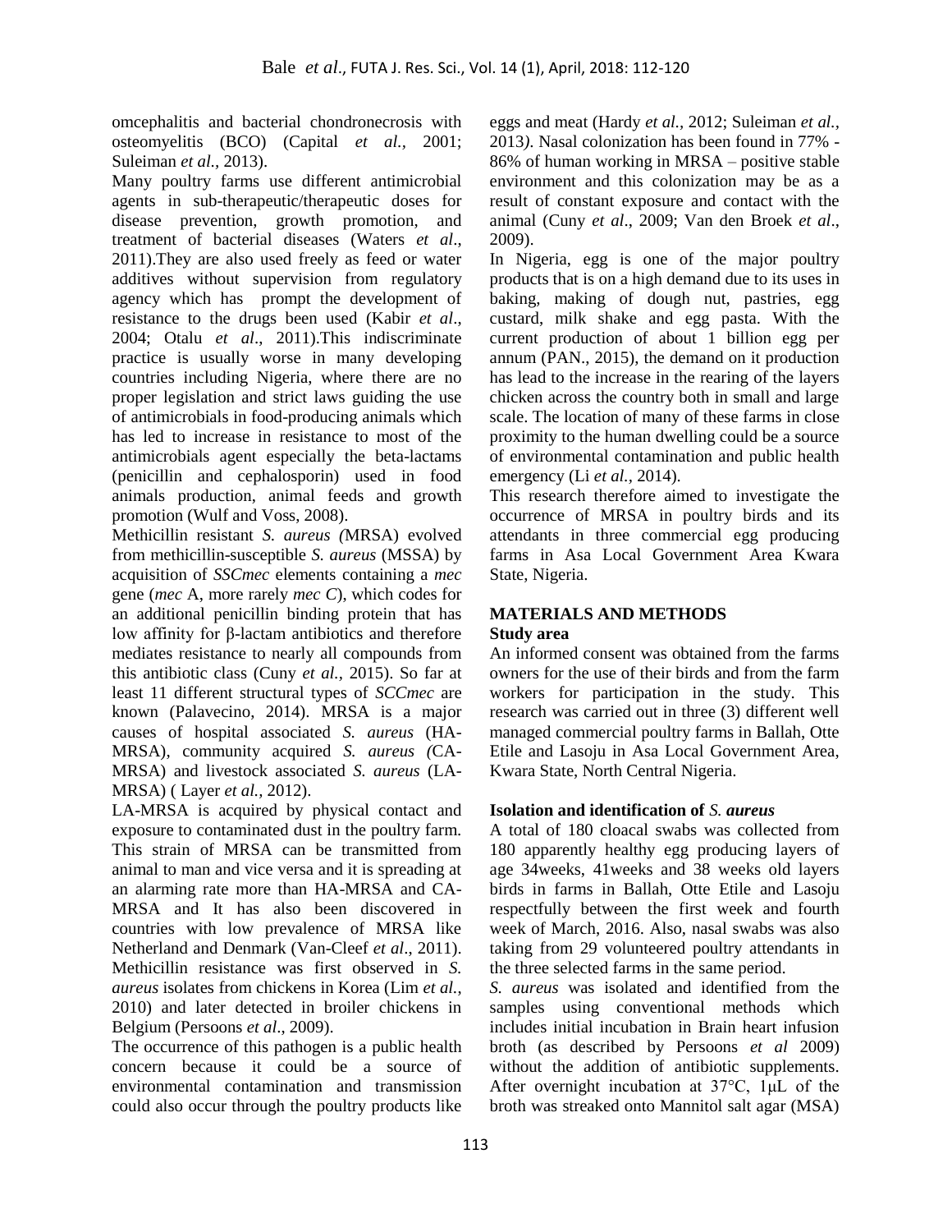omcephalitis and bacterial chondronecrosis with osteomyelitis (BCO) (Capital *et al.,* 2001; Suleiman *et al.,* 2013).

Many poultry farms use different antimicrobial agents in sub-therapeutic/therapeutic doses for disease prevention, growth promotion, and treatment of bacterial diseases (Waters *et al*., 2011).They are also used freely as feed or water additives without supervision from regulatory agency which has prompt the development of resistance to the drugs been used (Kabir *et al*., 2004; Otalu *et al*., 2011).This indiscriminate practice is usually worse in many developing countries including Nigeria, where there are no proper legislation and strict laws guiding the use of antimicrobials in food-producing animals which has led to increase in resistance to most of the antimicrobials agent especially the beta-lactams (penicillin and cephalosporin) used in food animals production, animal feeds and growth promotion (Wulf and Voss, 2008).

Methicillin resistant *S. aureus (*MRSA) evolved from methicillin-susceptible *S. aureus* (MSSA) by acquisition of *SSCmec* elements containing a *mec* gene (*mec* A, more rarely *mec C*), which codes for an additional penicillin binding protein that has low affinity for β-lactam antibiotics and therefore mediates resistance to nearly all compounds from this antibiotic class (Cuny *et al.,* 2015). So far at least 11 different structural types of *SCCmec* are known (Palavecino, 2014). MRSA is a major causes of hospital associated *S. aureus* (HA-MRSA), community acquired *S. aureus (*CA-MRSA) and livestock associated *S. aureus* (LA-MRSA) ( Layer *et al.,* 2012).

LA-MRSA is acquired by physical contact and exposure to contaminated dust in the poultry farm. This strain of MRSA can be transmitted from animal to man and vice versa and it is spreading at an alarming rate more than HA-MRSA and CA-MRSA and It has also been discovered in countries with low prevalence of MRSA like Netherland and Denmark (Van-Cleef *et al.,* 2011). Methicillin resistance was first observed in *S. aureus* isolates from chickens in Korea (Lim *et al.,* 2010) and later detected in broiler chickens in Belgium (Persoons *et al*., 2009).

The occurrence of this pathogen is a public health concern because it could be a source of environmental contamination and transmission could also occur through the poultry products like eggs and meat (Hardy *et al.,* 2012; Suleiman *et al.,* 2013*)*. Nasal colonization has been found in 77% - 86% of human working in MRSA – positive stable environment and this colonization may be as a result of constant exposure and contact with the animal (Cuny *et al*., 2009; Van den Broek *et al*., 2009).

In Nigeria, egg is one of the major poultry products that is on a high demand due to its uses in baking, making of dough nut, pastries, egg custard, milk shake and egg pasta. With the current production of about 1 billion egg per annum (PAN., 2015), the demand on it production has lead to the increase in the rearing of the layers chicken across the country both in small and large scale. The location of many of these farms in close proximity to the human dwelling could be a source of environmental contamination and public health emergency (Li *et al.,* 2014).

This research therefore aimed to investigate the occurrence of MRSA in poultry birds and its attendants in three commercial egg producing farms in Asa Local Government Area Kwara State, Nigeria.

## MATERIALS AND METHODS

### Study area

An informed consent was obtained from the farms owners for the use of their birds and from the farm workers for participation in the study. This research was carried out in three (3) different well managed commercial poultry farms in Ballah, Otte Etile and Lasoju in Asa Local Government Area, Kwara State, North Central Nigeria.

### Isolation and identification of *S. aureus*

A total of 180 cloacal swabs was collected from 180 apparently healthy egg producing layers of age 34weeks, 41weeks and 38 weeks old layers birds in farms in Ballah, Otte Etile and Lasoju respectfully between the first week and fourth week of March, 2016. Also, nasal swabs was also taking from 29 volunteered poultry attendants in the three selected farms in the same period.

*S. aureus* was isolated and identified from the samples using conventional methods which includes initial incubation in Brain heart infusion broth (as described by Persoons *et al* 2009) without the addition of antibiotic supplements. After overnight incubation at 37°C, 1μL of the broth was streaked onto Mannitol salt agar (MSA)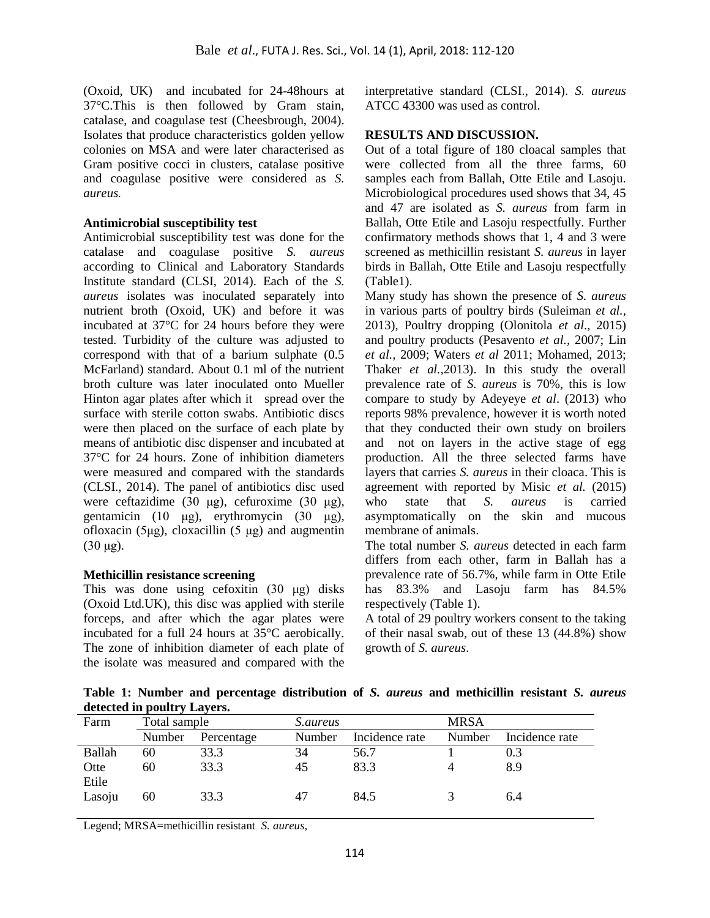(Oxoid, UK) and incubated for 24-48hours at 37°C.This is then followed by Gram stain, catalase, and coagulase test (Cheesbrough, 2004). Isolates that produce characteristics golden yellow colonies on MSA and were later characterised as Gram positive cocci in clusters, catalase positive and coagulase positive were considered as *S. aureus.*

**Antimicrobial susceptibility test**

Antimicrobial susceptibility test was done for the catalase and coagulase positive *S. aureus* according to Clinical and Laboratory Standards Institute standard (CLSI, 2014). Each of the *S. aureus* isolates was inoculated separately into nutrient broth (Oxoid, UK) and before it was incubated at 37°C for 24 hours before they were tested. Turbidity of the culture was adjusted to correspond with that of a barium sulphate (0.5 McFarland) standard. About 0.1 ml of the nutrient broth culture was later inoculated onto Mueller Hinton agar plates after which it spread over the surface with sterile cotton swabs. Antibiotic discs were then placed on the surface of each plate by means of antibiotic disc dispenser and incubated at 37°C for 24 hours. Zone of inhibition diameters were measured and compared with the standards (CLSI., 2014). The panel of antibiotics disc used were ceftazidime (30 μg), cefuroxime (30 μg), gentamicin (10 μg), erythromycin (30 μg), ofloxacin (5μg), cloxacillin (5 μg) and augmentin (30 μg).

**Methicillin resistance screening**

This was done using cefoxitin (30 μg) disks (Oxoid Ltd.UK), this disc was applied with sterile forceps, and after which the agar plates were incubated for a full 24 hours at 35°C aerobically. The zone of inhibition diameter of each plate of the isolate was measured and compared with the interpretative standard (CLSI., 2014). *S. aureus* ATCC 43300 was used as control.

**RESULTS AND DISCUSSION.**

Out of a total figure of 180 cloacal samples that were collected from all the three farms, 60 samples each from Ballah, Otte Etile and Lasoju. Microbiological procedures used shows that 34, 45 and 47 are isolated as *S. aureus* from farm in Ballah, Otte Etile and Lasoju respectfully. Further confirmatory methods shows that 1, 4 and 3 were screened as methicillin resistant *S. aureus* in layer birds in Ballah, Otte Etile and Lasoju respectfully (Table1).

Many study has shown the presence of *S. aureus* in various parts of poultry birds (Suleiman *et al.*, 2013), Poultry dropping (Olonitola *et al*., 2015) and poultry products (Pesavento *et al.*, 2007; Lin *et al.*, 2009; Waters *et al* 2011; Mohamed, 2013; Thaker *et al.*,2013). In this study the overall prevalence rate of *S. aureus* is 70%, this is low compare to study by Adeyeye *et al*. (2013) who reports 98% prevalence, however it is worth noted that they conducted their own study on broilers and not on layers in the active stage of egg production. All the three selected farms have layers that carries *S. aureus* in their cloaca. This is agreement with reported by Misic *et al.* (2015) who state that *S. aureus* is carried asymptomatically on the skin and mucous membrane of animals.

The total number *S. aureus* detected in each farm differs from each other, farm in Ballah has a prevalence rate of 56.7%, while farm in Otte Etile has 83.3% and Lasoju farm has 84.5% respectively (Table 1).

A total of 29 poultry workers consent to the taking of their nasal swab, out of these 13 (44.8%) show growth of *S. aureus*.

**Table 1: Number and percentage distribution of *S. aureus* and methicillin resistant *S. aureus* detected in poultry Layers.**

| Farm | Total sample | | *S.aureus* | | MRSA | |
|---|---|---|---|---|---|---|
| | Number | Percentage | Number | Incidence rate | Number | Incidence rate |
| Ballah | 60 | 33.3 | 34 | 56.7 | 1 | 0.3 |
| Otte Etile | 60 | 33.3 | 45 | 83.3 | 4 | 8.9 |
| Lasoju | 60 | 33.3 | 47 | 84.5 | 3 | 6.4 |

Legend; MRSA=methicillin resistant *S. aureus,*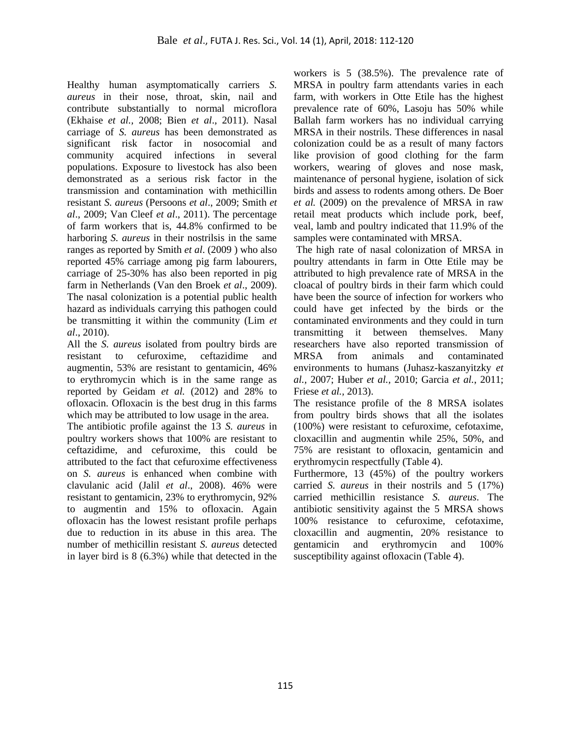Healthy human asymptomatically carriers *S. aureus* in their nose, throat, skin, nail and contribute substantially to normal microflora (Ekhaise *et al.,* 2008; Bien *et al*., 2011). Nasal carriage of *S. aureus* has been demonstrated as significant risk factor in nosocomial and community acquired infections in several populations. Exposure to livestock has also been demonstrated as a serious risk factor in the transmission and contamination with methicillin resistant *S. aureus* (Persoons *et al*., 2009; Smith *et al*., 2009; Van Cleef *et al*., 2011). The percentage of farm workers that is, 44.8% confirmed to be harboring *S. aureus* in their nostrilsis in the same ranges as reported by Smith *et al*. (2009 ) who also reported 45% carriage among pig farm labourers, carriage of 25-30% has also been reported in pig farm in Netherlands (Van den Broek *et al*., 2009). The nasal colonization is a potential public health hazard as individuals carrying this pathogen could be transmitting it within the community (Lim *et al*., 2010).

All the *S. aureus* isolated from poultry birds are resistant to cefuroxime, ceftazidime and augmentin, 53% are resistant to gentamicin, 46% to erythromycin which is in the same range as reported by Geidam *et al.* (2012) and 28% to ofloxacin. Ofloxacin is the best drug in this farms which may be attributed to low usage in the area.

The antibiotic profile against the 13 *S. aureus* in poultry workers shows that 100% are resistant to ceftazidime, and cefuroxime, this could be attributed to the fact that cefuroxime effectiveness on *S. aureus* is enhanced when combine with clavulanic acid (Jalil *et al*., 2008). 46% were resistant to gentamicin, 23% to erythromycin, 92% to augmentin and 15% to ofloxacin. Again ofloxacin has the lowest resistant profile perhaps due to reduction in its abuse in this area. The number of methicillin resistant *S. aureus* detected in layer bird is 8 (6.3%) while that detected in the workers is 5 (38.5%). The prevalence rate of MRSA in poultry farm attendants varies in each farm, with workers in Otte Etile has the highest prevalence rate of 60%, Lasoju has 50% while Ballah farm workers has no individual carrying MRSA in their nostrils. These differences in nasal colonization could be as a result of many factors like provision of good clothing for the farm workers, wearing of gloves and nose mask, maintenance of personal hygiene, isolation of sick birds and assess to rodents among others. De Boer *et al.* (2009) on the prevalence of MRSA in raw retail meat products which include pork, beef, veal, lamb and poultry indicated that 11.9% of the samples were contaminated with MRSA.

The high rate of nasal colonization of MRSA in poultry attendants in farm in Otte Etile may be attributed to high prevalence rate of MRSA in the cloacal of poultry birds in their farm which could have been the source of infection for workers who could have get infected by the birds or the contaminated environments and they could in turn transmitting it between themselves. Many researchers have also reported transmission of MRSA from animals and contaminated environments to humans (Juhasz-kaszanyitzky *et al.,* 2007; Huber *et al.,* 2010; Garcia *et al.,* 2011; Friese *et al.,* 2013).

The resistance profile of the 8 MRSA isolates from poultry birds shows that all the isolates (100%) were resistant to cefuroxime, cefotaxime, cloxacillin and augmentin while 25%, 50%, and 75% are resistant to ofloxacin, gentamicin and erythromycin respectfully (Table 4).

Furthermore, 13 (45%) of the poultry workers carried *S. aureus* in their nostrils and 5 (17%) carried methicillin resistance *S. aureus*. The antibiotic sensitivity against the 5 MRSA shows 100% resistance to cefuroxime, cefotaxime, cloxacillin and augmentin, 20% resistance to gentamicin and erythromycin and 100% susceptibility against ofloxacin (Table 4).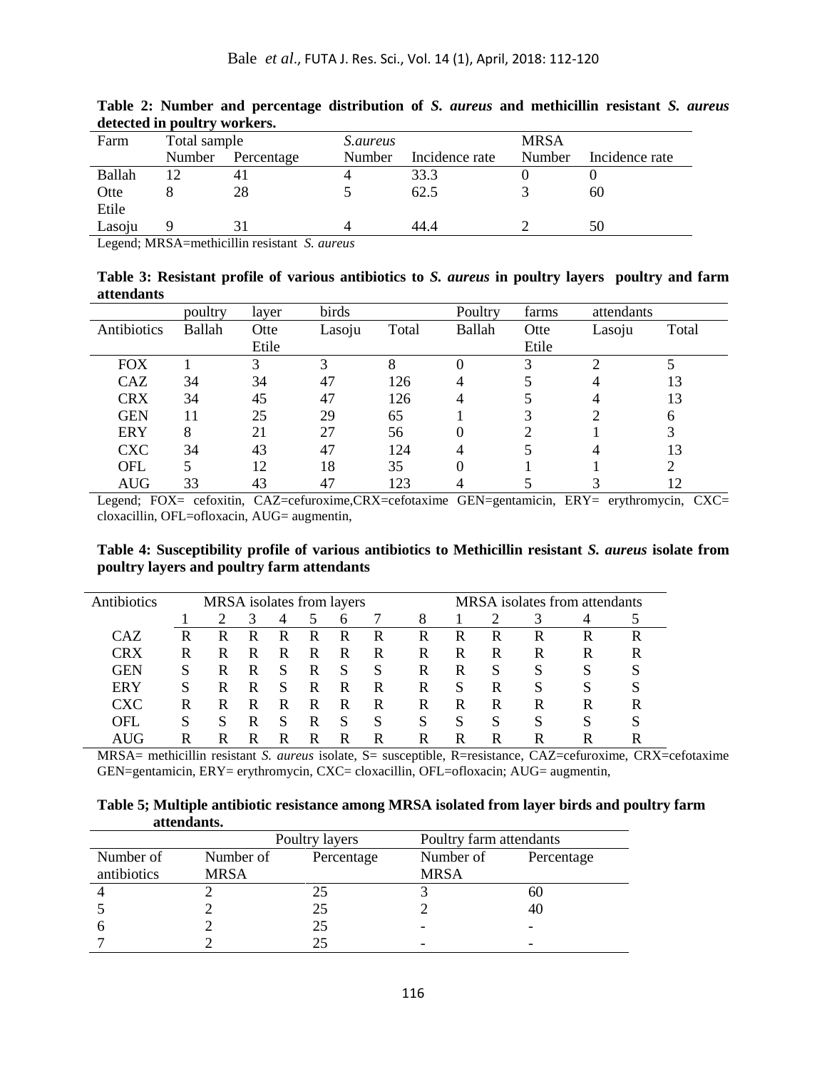**Table 2: Number and percentage distribution of *S. aureus* and methicillin resistant *S. aureus* detected in poultry workers.**

| Farm | Total sample | | *S.aureus* | | MRSA | |
|---|---|---|---|---|---|---|
| | Number | Percentage | Number | Incidence rate | Number | Incidence rate |
| Ballah | 12 | 41 | 4 | 33.3 | 0 | 0 |
| Otte Etile | 8 | 28 | 5 | 62.5 | 3 | 60 |
| Lasoju | 9 | 31 | 4 | 44.4 | 2 | 50 |

Legend; MRSA=methicillin resistant *S. aureus*

**Table 3: Resistant profile of various antibiotics to *S. aureus* in poultry layers poultry and farm attendants**

| | poultry | layer | birds | | Poultry | farms | attendants | |
|---|---|---|---|---|---|---|---|---|
| Antibiotics | Ballah | Otte Etile | Lasoju | Total | Ballah | Otte Etile | Lasoju | Total |
| FOX | 1 | 3 | 3 | 8 | 0 | 3 | 2 | 5 |
| CAZ | 34 | 34 | 47 | 126 | 4 | 5 | 4 | 13 |
| CRX | 34 | 45 | 47 | 126 | 4 | 5 | 4 | 13 |
| GEN | 11 | 25 | 29 | 65 | 1 | 3 | 2 | 6 |
| ERY | 8 | 21 | 27 | 56 | 0 | 2 | 1 | 3 |
| CXC | 34 | 43 | 47 | 124 | 4 | 5 | 4 | 13 |
| OFL | 5 | 12 | 18 | 35 | 0 | 1 | 1 | 2 |
| AUG | 33 | 43 | 47 | 123 | 4 | 5 | 3 | 12 |

Legend; FOX= cefoxitin, CAZ=cefuroxime,CRX=cefotaxime GEN=gentamicin, ERY= erythromycin, CXC= cloxacillin, OFL=ofloxacin, AUG= augmentin,

**Table 4: Susceptibility profile of various antibiotics to Methicillin resistant *S. aureus* isolate from poultry layers and poultry farm attendants**

| Antibiotics | MRSA isolates from layers | | | | | | | | MRSA isolates from attendants | | | | |
|---|---|---|---|---|---|---|---|---|---|---|---|---|---|
| | 1 | 2 | 3 | 4 | 5 | 6 | 7 | 8 | 1 | 2 | 3 | 4 | 5 |
| CAZ | R | R | R | R | R | R | R | R | R | R | R | R | R |
| CRX | R | R | R | R | R | R | R | R | R | R | R | R | R |
| GEN | S | R | R | S | R | S | S | R | R | S | S | S | S |
| ERY | S | R | R | S | R | R | R | R | S | R | S | S | S |
| CXC | R | R | R | R | R | R | R | R | R | R | R | R | R |
| OFL | S | S | R | S | R | S | S | S | S | S | S | S | S |
| AUG | R | R | R | R | R | R | R | R | R | R | R | R | R |

MRSA= methicillin resistant *S. aureus* isolate, S= susceptible, R=resistance, CAZ=cefuroxime, CRX=cefotaxime GEN=gentamicin, ERY= erythromycin, CXC= cloxacillin, OFL=ofloxacin; AUG= augmentin,

**Table 5; Multiple antibiotic resistance among MRSA isolated from layer birds and poultry farm attendants.**

| | Poultry layers | | Poultry farm attendants | |
|---|---|---|---|---|
| Number of antibiotics | Number of MRSA | Percentage | Number of MRSA | Percentage |
| 4 | 2 | 25 | 3 | 60 |
| 5 | 2 | 25 | 2 | 40 |
| 6 | 2 | 25 | - | - |
| 7 | 2 | 25 | - | - |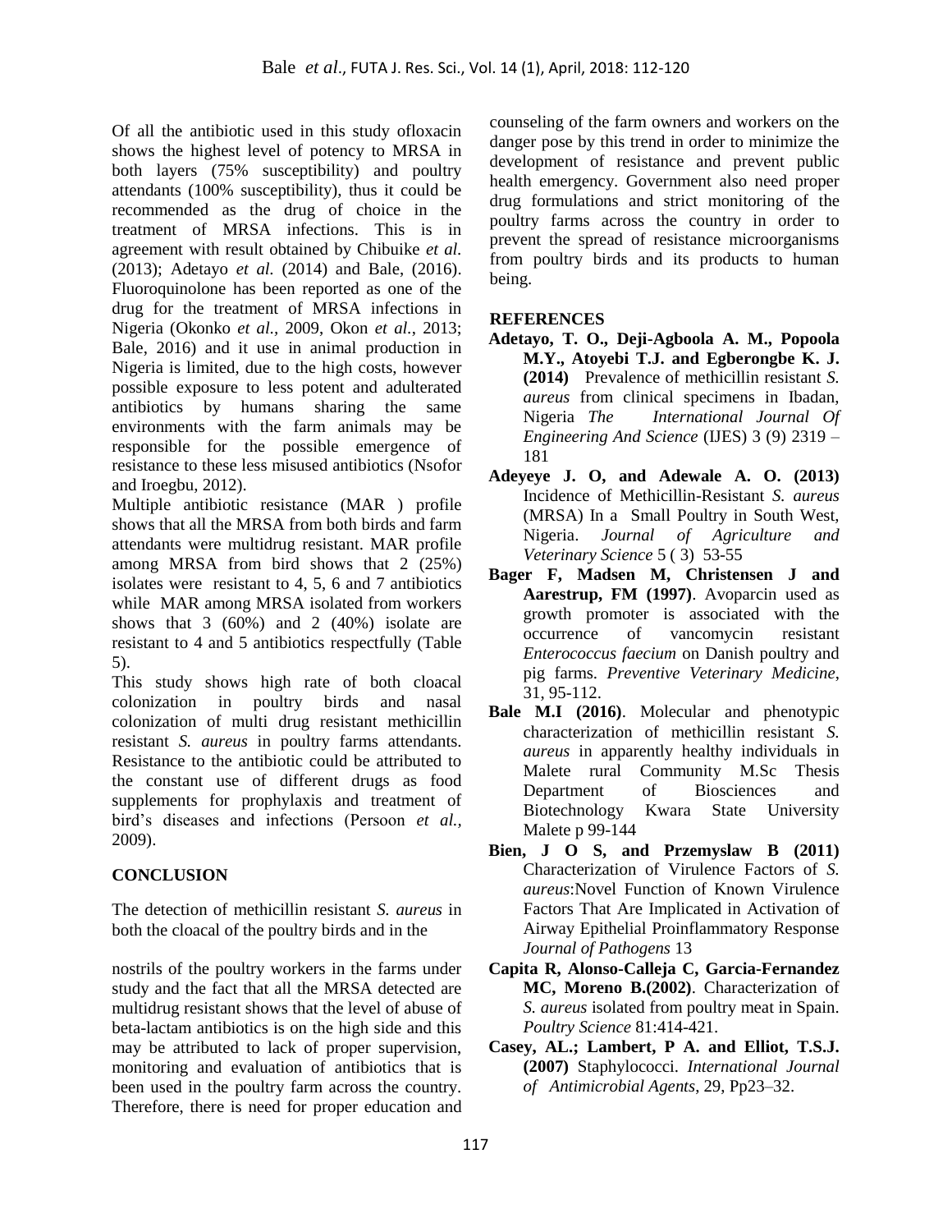Of all the antibiotic used in this study ofloxacin shows the highest level of potency to MRSA in both layers (75% susceptibility) and poultry attendants (100% susceptibility), thus it could be recommended as the drug of choice in the treatment of MRSA infections. This is in agreement with result obtained by Chibuike *et al.* (2013); Adetayo *et al.* (2014) and Bale, (2016). Fluoroquinolone has been reported as one of the drug for the treatment of MRSA infections in Nigeria (Okonko *et al.,* 2009, Okon *et al.,* 2013; Bale, 2016) and it use in animal production in Nigeria is limited, due to the high costs, however possible exposure to less potent and adulterated antibiotics by humans sharing the same environments with the farm animals may be responsible for the possible emergence of resistance to these less misused antibiotics (Nsofor and Iroegbu, 2012).

Multiple antibiotic resistance (MAR ) profile shows that all the MRSA from both birds and farm attendants were multidrug resistant. MAR profile among MRSA from bird shows that 2 (25%) isolates were resistant to 4, 5, 6 and 7 antibiotics while MAR among MRSA isolated from workers shows that 3 (60%) and 2 (40%) isolate are resistant to 4 and 5 antibiotics respectfully (Table 5).

This study shows high rate of both cloacal colonization in poultry birds and nasal colonization of multi drug resistant methicillin resistant *S. aureus* in poultry farms attendants. Resistance to the antibiotic could be attributed to the constant use of different drugs as food supplements for prophylaxis and treatment of bird's diseases and infections (Persoon *et al.,* 2009).

## CONCLUSION

The detection of methicillin resistant *S. aureus* in both the cloacal of the poultry birds and in the nostrils of the poultry workers in the farms under study and the fact that all the MRSA detected are multidrug resistant shows that the level of abuse of beta-lactam antibiotics is on the high side and this may be attributed to lack of proper supervision, monitoring and evaluation of antibiotics that is been used in the poultry farm across the country. Therefore, there is need for proper education and counseling of the farm owners and workers on the danger pose by this trend in order to minimize the development of resistance and prevent public health emergency. Government also need proper drug formulations and strict monitoring of the poultry farms across the country in order to prevent the spread of resistance microorganisms from poultry birds and its products to human being.

## REFERENCES

**Adetayo, T. O., Deji-Agboola A. M., Popoola M.Y., Atoyebi T.J. and Egberongbe K. J. (2014)** Prevalence of methicillin resistant *S. aureus* from clinical specimens in Ibadan, Nigeria *The International Journal Of Engineering And Science* (IJES) 3 (9) 2319 – 181

**Adeyeye J. O, and Adewale A. O. (2013)** Incidence of Methicillin-Resistant *S. aureus* (MRSA) In a Small Poultry in South West, Nigeria. *Journal of Agriculture and Veterinary Science* 5 ( 3) 53-55

**Bager F, Madsen M, Christensen J and Aarestrup, FM (1997)**. Avoparcin used as growth promoter is associated with the occurrence of vancomycin resistant *Enterococcus faecium* on Danish poultry and pig farms. *Preventive Veterinary Medicine*, 31, 95-112.

**Bale M.I (2016)**. Molecular and phenotypic characterization of methicillin resistant *S. aureus* in apparently healthy individuals in Malete rural Community M.Sc Thesis Department of Biosciences and Biotechnology Kwara State University Malete p 99-144

**Bien, J O S, and Przemyslaw B (2011)** Characterization of Virulence Factors of *S. aureus*:Novel Function of Known Virulence Factors That Are Implicated in Activation of Airway Epithelial Proinflammatory Response *Journal of Pathogens* 13

**Capita R, Alonso-Calleja C, Garcia-Fernandez MC, Moreno B.(2002)**. Characterization of *S. aureus* isolated from poultry meat in Spain. *Poultry Science* 81:414-421.

**Casey, AL.; Lambert, P A. and Elliot, T.S.J. (2007)** Staphylococci. *International Journal of Antimicrobial Agents*, 29, Pp23–32.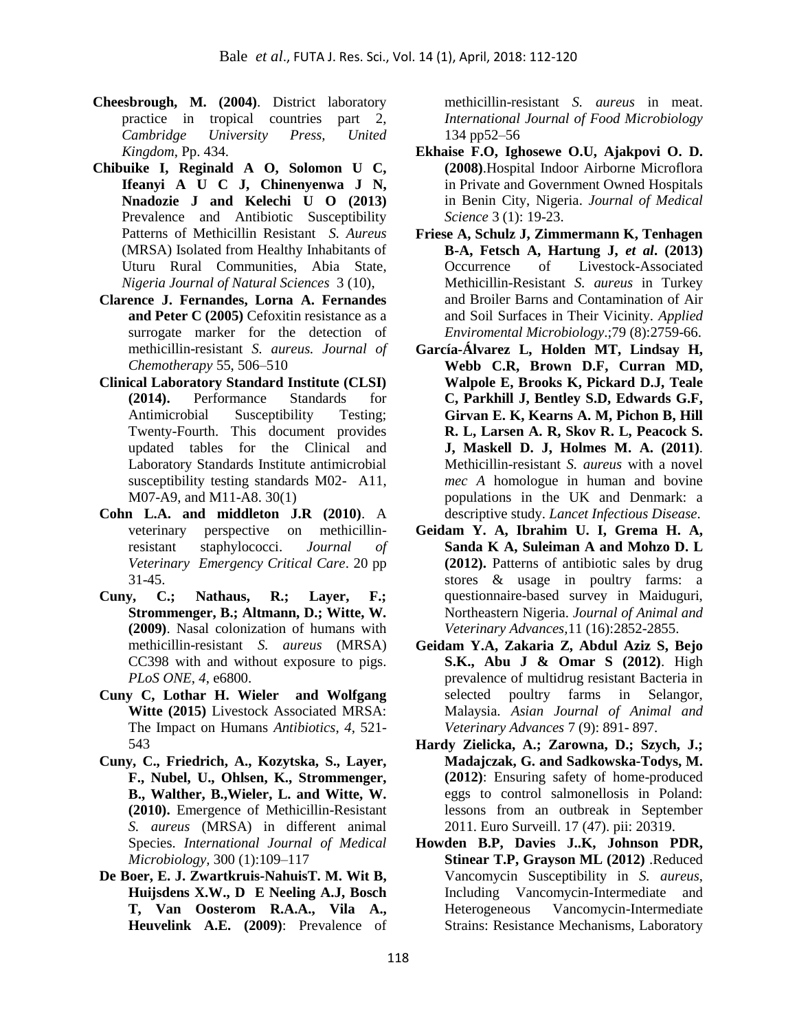**Cheesbrough, M. (2004)**. District laboratory practice in tropical countries part 2, *Cambridge University Press, United Kingdom*, Pp. 434.

**Chibuike I, Reginald A O, Solomon U C, Ifeanyi A U C J, Chinenyenwa J N, Nnadozie J and Kelechi U O (2013)** Prevalence and Antibiotic Susceptibility Patterns of Methicillin Resistant *S. Aureus* (MRSA) Isolated from Healthy Inhabitants of Uturu Rural Communities, Abia State, *Nigeria Journal of Natural Sciences* 3 (10),

**Clarence J. Fernandes, Lorna A. Fernandes and Peter C (2005)** Cefoxitin resistance as a surrogate marker for the detection of methicillin-resistant *S. aureus. Journal of Chemotherapy* 55, 506–510

**Clinical Laboratory Standard Institute (CLSI) (2014).** Performance Standards for Antimicrobial Susceptibility Testing; Twenty-Fourth. This document provides updated tables for the Clinical and Laboratory Standards Institute antimicrobial susceptibility testing standards M02- A11, M07-A9, and M11-A8. 30(1)

**Cohn L.A. and middleton J.R (2010)**. A veterinary perspective on methicillin-resistant staphylococci. *Journal of Veterinary Emergency Critical Care*. 20 pp 31-45.

**Cuny, C.; Nathaus, R.; Layer, F.; Strommenger, B.; Altmann, D.; Witte, W. (2009)**. Nasal colonization of humans with methicillin-resistant *S. aureus* (MRSA) CC398 with and without exposure to pigs. *PLoS ONE*, *4*, e6800.

**Cuny C, Lothar H. Wieler and Wolfgang Witte (2015)** Livestock Associated MRSA: The Impact on Humans *Antibiotics*, *4*, 521-543

**Cuny, C., Friedrich, A., Kozytska, S., Layer, F., Nubel, U., Ohlsen, K., Strommenger, B., Walther, B.,Wieler, L. and Witte, W. (2010).** Emergence of Methicillin-Resistant *S. aureus* (MRSA) in different animal Species. *International Journal of Medical Microbiology*, 300 (1):109–117

**De Boer, E. J. Zwartkruis-NahuisT. M. Wit B, Huijsdens X.W., D E Neeling A.J, Bosch T, Van Oosterom R.A.A., Vila A., Heuvelink A.E. (2009)**: Prevalence of methicillin-resistant *S. aureus* in meat. *International Journal of Food Microbiology* 134 pp52–56

**Ekhaise F.O, Ighosewe O.U, Ajakpovi O. D. (2008)**.Hospital Indoor Airborne Microflora in Private and Government Owned Hospitals in Benin City, Nigeria. *Journal of Medical Science* 3 (1): 19-23.

**Friese A, Schulz J, Zimmermann K, Tenhagen B-A, Fetsch A, Hartung J, *et al*. (2013)** Occurrence of Livestock-Associated Methicillin-Resistant *S. aureus* in Turkey and Broiler Barns and Contamination of Air and Soil Surfaces in Their Vicinity. *Applied Enviromental Microbiology*.;79 (8):2759-66.

**García-Álvarez L, Holden MT, Lindsay H, Webb C.R, Brown D.F, Curran MD, Walpole E, Brooks K, Pickard D.J, Teale C, Parkhill J, Bentley S.D, Edwards G.F, Girvan E. K, Kearns A. M, Pichon B, Hill R. L, Larsen A. R, Skov R. L, Peacock S. J, Maskell D. J, Holmes M. A. (2011)**. Methicillin-resistant *S. aureus* with a novel *mec A* homologue in human and bovine populations in the UK and Denmark: a descriptive study. *Lancet Infectious Disease*.

**Geidam Y. A, Ibrahim U. I, Grema H. A, Sanda K A, Suleiman A and Mohzo D. L (2012).** Patterns of antibiotic sales by drug stores & usage in poultry farms: a questionnaire-based survey in Maiduguri, Northeastern Nigeria. *Journal of Animal and Veterinary Advances*,11 (16):2852-2855.

**Geidam Y.A, Zakaria Z, Abdul Aziz S, Bejo S.K., Abu J & Omar S (2012)**. High prevalence of multidrug resistant Bacteria in selected poultry farms in Selangor, Malaysia. *Asian Journal of Animal and Veterinary Advances* 7 (9): 891- 897.

**Hardy Zielicka, A.; Zarowna, D.; Szych, J.; Madajczak, G. and Sadkowska-Todys, M. (2012)**: Ensuring safety of home-produced eggs to control salmonellosis in Poland: lessons from an outbreak in September 2011. Euro Surveill. 17 (47). pii: 20319.

**Howden B.P, Davies J..K, Johnson PDR, Stinear T.P, Grayson ML (2012)** .Reduced Vancomycin Susceptibility in *S. aureus*, Including Vancomycin-Intermediate and Heterogeneous Vancomycin-Intermediate Strains: Resistance Mechanisms, Laboratory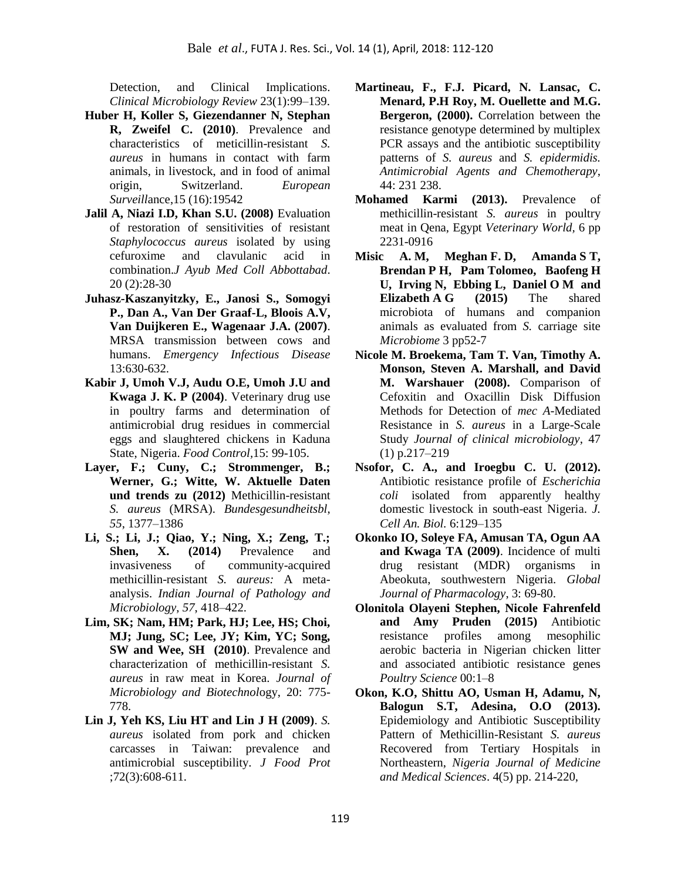Detection, and Clinical Implications. *Clinical Microbiology Review* 23(1):99–139.

**Huber H, Koller S, Giezendanner N, Stephan R, Zweifel C. (2010)**. Prevalence and characteristics of meticillin-resistant *S. aureus* in humans in contact with farm animals, in livestock, and in food of animal origin, Switzerland. *European Surveill*ance,15 (16):19542

**Jalil A, Niazi I.D, Khan S.U. (2008)** Evaluation of restoration of sensitivities of resistant *Staphylococcus aureus* isolated by using cefuroxime and clavulanic acid in combination.*J Ayub Med Coll Abbottabad*. 20 (2):28-30

**Juhasz-Kaszanyitzky, E., Janosi S., Somogyi P., Dan A., Van Der Graaf-L, Bloois A.V, Van Duijkeren E., Wagenaar J.A. (2007)**. MRSA transmission between cows and humans. *Emergency Infectious Disease* 13:630-632.

**Kabir J, Umoh V.J, Audu O.E, Umoh J.U and Kwaga J. K. P (2004)**. Veterinary drug use in poultry farms and determination of antimicrobial drug residues in commercial eggs and slaughtered chickens in Kaduna State, Nigeria. *Food Control*,15: 99-105.

**Layer, F.; Cuny, C.; Strommenger, B.; Werner, G.; Witte, W. Aktuelle Daten und trends zu (2012)** Methicillin-resistant *S. aureus* (MRSA). *Bundesgesundheitsbl*, *55*, 1377–1386

**Li, S.; Li, J.; Qiao, Y.; Ning, X.; Zeng, T.; Shen, X. (2014)** Prevalence and invasiveness of community-acquired methicillin-resistant *S. aureus:* A meta-analysis. *Indian Journal of Pathology and Microbiology*, *57*, 418–422.

**Lim, SK; Nam, HM; Park, HJ; Lee, HS; Choi, MJ; Jung, SC; Lee, JY; Kim, YC; Song, SW and Wee, SH (2010)**. Prevalence and characterization of methicillin-resistant *S. aureus* in raw meat in Korea. *Journal of Microbiology and Biotechnol*ogy, 20: 775-778.

**Lin J, Yeh KS, Liu HT and Lin J H (2009)**. *S. aureus* isolated from pork and chicken carcasses in Taiwan: prevalence and antimicrobial susceptibility. *J Food Prot* ;72(3):608-611.

**Martineau, F., F.J. Picard, N. Lansac, C. Menard, P.H Roy, M. Ouellette and M.G. Bergeron, (2000).** Correlation between the resistance genotype determined by multiplex PCR assays and the antibiotic susceptibility patterns of *S. aureus* and *S. epidermidis. Antimicrobial Agents and Chemotherapy*, 44: 231 238.

**Mohamed Karmi (2013).** Prevalence of methicillin-resistant *S. aureus* in poultry meat in Qena, Egypt *Veterinary World*, 6 pp 2231-0916

**Misic A. M, Meghan F. D, Amanda S T, Brendan P H, Pam Tolomeo, Baofeng H U, Irving N, Ebbing L, Daniel O M and Elizabeth A G (2015)** The shared microbiota of humans and companion animals as evaluated from *S.* carriage site *Microbiome* 3 pp52-7

**Nicole M. Broekema, Tam T. Van, Timothy A. Monson, Steven A. Marshall, and David M. Warshauer (2008).** Comparison of Cefoxitin and Oxacillin Disk Diffusion Methods for Detection of *mec A*-Mediated Resistance in *S. aureus* in a Large-Scale Study *Journal of clinical microbiology*, 47 (1) p.217–219

**Nsofor, C. A., and Iroegbu C. U. (2012).** Antibiotic resistance profile of *Escherichia coli* isolated from apparently healthy domestic livestock in south-east Nigeria. *J. Cell An. Biol.* 6:129–135

**Okonko IO, Soleye FA, Amusan TA, Ogun AA and Kwaga TA (2009)**. Incidence of multi drug resistant (MDR) organisms in Abeokuta, southwestern Nigeria. *Global Journal of Pharmacology*, 3: 69-80.

**Olonitola Olayeni Stephen, Nicole Fahrenfeld and Amy Pruden (2015)** Antibiotic resistance profiles among mesophilic aerobic bacteria in Nigerian chicken litter and associated antibiotic resistance genes *Poultry Science* 00:1–8

**Okon, K.O, Shittu AO, Usman H, Adamu, N, Balogun S.T, Adesina, O.O (2013).** Epidemiology and Antibiotic Susceptibility Pattern of Methicillin-Resistant *S. aureus* Recovered from Tertiary Hospitals in Northeastern, *Nigeria Journal of Medicine and Medical Sciences*. 4(5) pp. 214-220,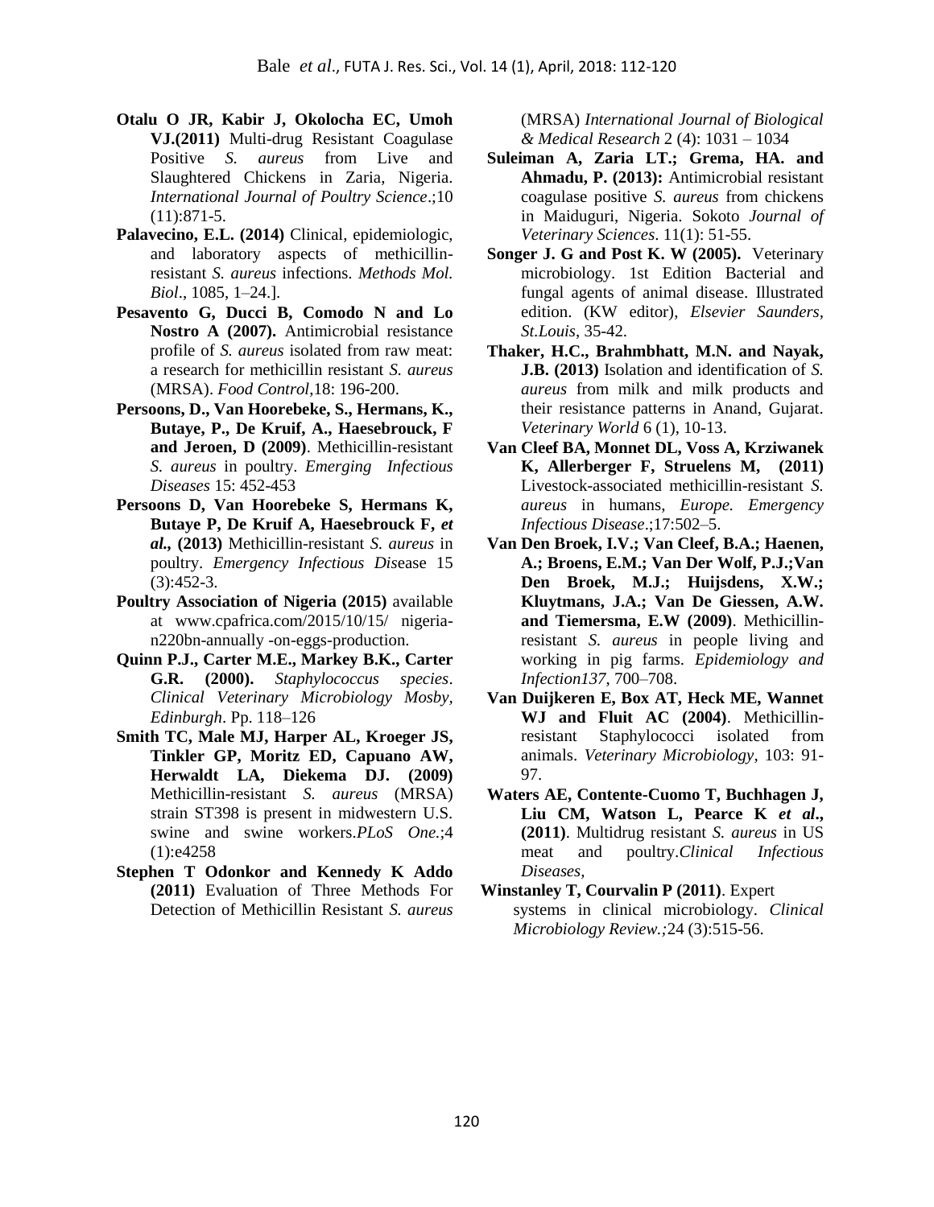**Otalu O JR, Kabir J, Okolocha EC, Umoh VJ.(2011)** Multi-drug Resistant Coagulase Positive *S. aureus* from Live and Slaughtered Chickens in Zaria, Nigeria. *International Journal of Poultry Science*.;10 (11):871-5.

**Palavecino, E.L. (2014)** Clinical, epidemiologic, and laboratory aspects of methicillin-resistant *S. aureus* infections. *Methods Mol. Biol*., 1085, 1–24.].

**Pesavento G, Ducci B, Comodo N and Lo Nostro A (2007).** Antimicrobial resistance profile of *S. aureus* isolated from raw meat: a research for methicillin resistant *S. aureus* (MRSA). *Food Control*,18: 196-200.

**Persoons, D., Van Hoorebeke, S., Hermans, K., Butaye, P., De Kruif, A., Haesebrouck, F and Jeroen, D (2009)**. Methicillin-resistant *S. aureus* in poultry. *Emerging Infectious Diseases* 15: 452-453

**Persoons D, Van Hoorebeke S, Hermans K, Butaye P, De Kruif A, Haesebrouck F, *et al.*, (2013)** Methicillin-resistant *S. aureus* in poultry. *Emergency Infectious Dis*ease 15 (3):452-3.

**Poultry Association of Nigeria (2015)** available at www.cpafrica.com/2015/10/15/ nigeria-n220bn-annually -on-eggs-production.

**Quinn P.J., Carter M.E., Markey B.K., Carter G.R. (2000).** *Staphylococcus species*. *Clinical Veterinary Microbiology Mosby, Edinburgh*. Pp. 118–126

**Smith TC, Male MJ, Harper AL, Kroeger JS, Tinkler GP, Moritz ED, Capuano AW, Herwaldt LA, Diekema DJ. (2009)** Methicillin-resistant *S. aureus* (MRSA) strain ST398 is present in midwestern U.S. swine and swine workers.*PLoS One*.;4 (1):e4258

**Stephen T Odonkor and Kennedy K Addo (2011)** Evaluation of Three Methods For Detection of Methicillin Resistant *S. aureus* (MRSA) *International Journal of Biological & Medical Research* 2 (4): 1031 – 1034

**Suleiman A, Zaria LT.; Grema, HA. and Ahmadu, P. (2013):** Antimicrobial resistant coagulase positive *S. aureus* from chickens in Maiduguri, Nigeria. Sokoto *Journal of Veterinary Sciences*. 11(1): 51-55.

**Songer J. G and Post K. W (2005).** Veterinary microbiology. 1st Edition Bacterial and fungal agents of animal disease. Illustrated edition. (KW editor), *Elsevier Saunders, St.Louis*, 35-42.

**Thaker, H.C., Brahmbhatt, M.N. and Nayak, J.B. (2013)** Isolation and identification of *S. aureus* from milk and milk products and their resistance patterns in Anand, Gujarat. *Veterinary World* 6 (1), 10-13.

**Van Cleef BA, Monnet DL, Voss A, Krziwanek K, Allerberger F, Struelens M, (2011)** Livestock-associated methicillin-resistant *S. aureus* in humans, *Europe. Emergency Infectious Disease*.;17:502–5.

**Van Den Broek, I.V.; Van Cleef, B.A.; Haenen, A.; Broens, E.M.; Van Der Wolf, P.J.;Van Den Broek, M.J.; Huijsdens, X.W.; Kluytmans, J.A.; Van De Giessen, A.W. and Tiemersma, E.W (2009)**. Methicillin-resistant *S. aureus* in people living and working in pig farms. *Epidemiology and Infection137*, 700–708.

**Van Duijkeren E, Box AT, Heck ME, Wannet WJ and Fluit AC (2004)**. Methicillin-resistant Staphylococci isolated from animals. *Veterinary Microbiology*, 103: 91-97.

**Waters AE, Contente-Cuomo T, Buchhagen J, Liu CM, Watson L, Pearce K *et al*., (2011)**. Multidrug resistant *S. aureus* in US meat and poultry.*Clinical Infectious Diseases,*

**Winstanley T, Courvalin P (2011)**. Expert systems in clinical microbiology. *Clinical Microbiology Review.;*24 (3):515-56.